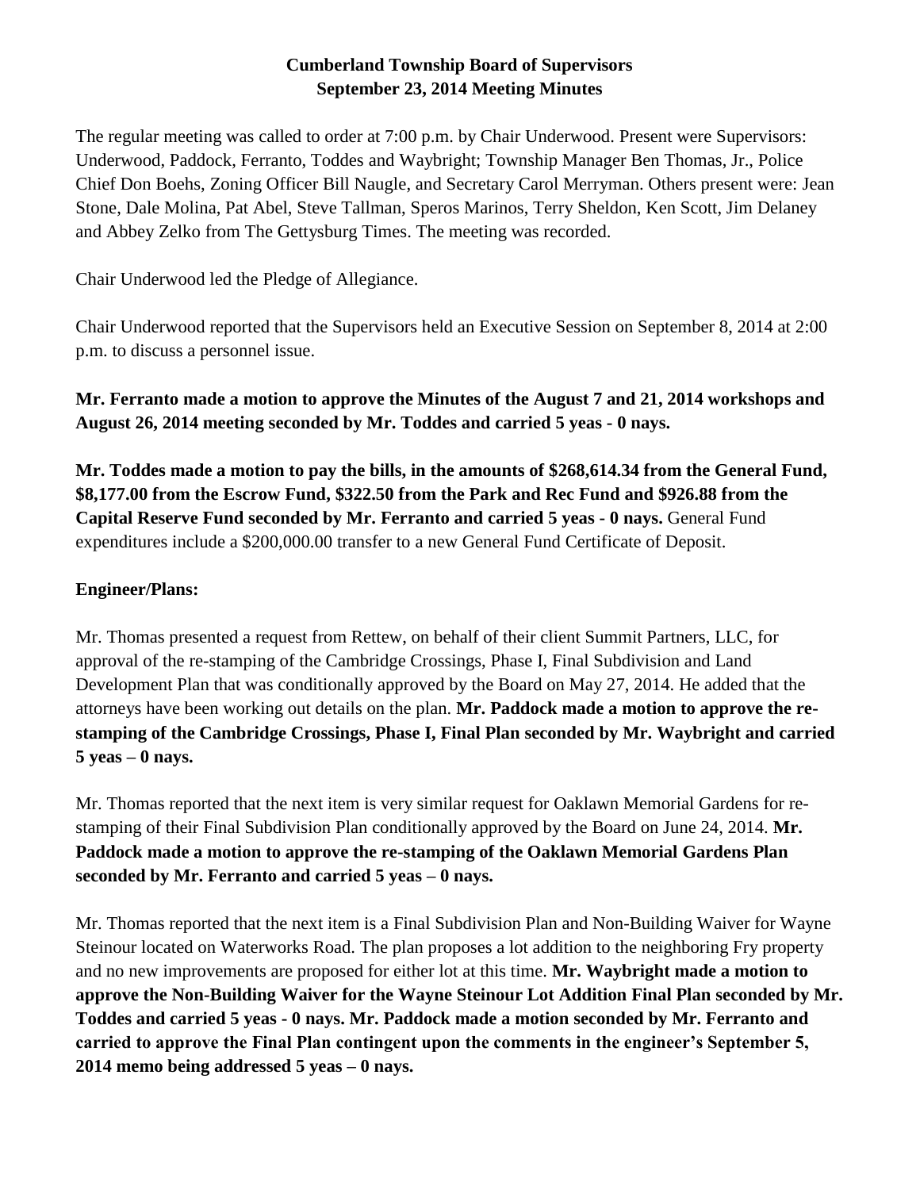# Cumberland Township Board of Supervisors
## September 23, 2014 Meeting Minutes

The regular meeting was called to order at 7:00 p.m. by Chair Underwood. Present were Supervisors: Underwood, Paddock, Ferranto, Toddes and Waybright; Township Manager Ben Thomas, Jr., Police Chief Don Boehs, Zoning Officer Bill Naugle, and Secretary Carol Merryman. Others present were: Jean Stone, Dale Molina, Pat Abel, Steve Tallman, Speros Marinos, Terry Sheldon, Ken Scott, Jim Delaney and Abbey Zelko from The Gettysburg Times. The meeting was recorded.

Chair Underwood led the Pledge of Allegiance.

Chair Underwood reported that the Supervisors held an Executive Session on September 8, 2014 at 2:00 p.m. to discuss a personnel issue.

**Mr. Ferranto made a motion to approve the Minutes of the August 7 and 21, 2014 workshops and August 26, 2014 meeting seconded by Mr. Toddes and carried 5 yeas - 0 nays.**

**Mr. Toddes made a motion to pay the bills, in the amounts of $268,614.34 from the General Fund, $8,177.00 from the Escrow Fund, $322.50 from the Park and Rec Fund and $926.88 from the Capital Reserve Fund seconded by Mr. Ferranto and carried 5 yeas - 0 nays.** General Fund expenditures include a $200,000.00 transfer to a new General Fund Certificate of Deposit.

**Engineer/Plans:**

Mr. Thomas presented a request from Rettew, on behalf of their client Summit Partners, LLC, for approval of the re-stamping of the Cambridge Crossings, Phase I, Final Subdivision and Land Development Plan that was conditionally approved by the Board on May 27, 2014. He added that the attorneys have been working out details on the plan. **Mr. Paddock made a motion to approve the re-stamping of the Cambridge Crossings, Phase I, Final Plan seconded by Mr. Waybright and carried 5 yeas – 0 nays.**

Mr. Thomas reported that the next item is very similar request for Oaklawn Memorial Gardens for re-stamping of their Final Subdivision Plan conditionally approved by the Board on June 24, 2014. **Mr. Paddock made a motion to approve the re-stamping of the Oaklawn Memorial Gardens Plan seconded by Mr. Ferranto and carried 5 yeas – 0 nays.**

Mr. Thomas reported that the next item is a Final Subdivision Plan and Non-Building Waiver for Wayne Steinour located on Waterworks Road. The plan proposes a lot addition to the neighboring Fry property and no new improvements are proposed for either lot at this time. **Mr. Waybright made a motion to approve the Non-Building Waiver for the Wayne Steinour Lot Addition Final Plan seconded by Mr. Toddes and carried 5 yeas - 0 nays. Mr. Paddock made a motion seconded by Mr. Ferranto and carried to approve the Final Plan contingent upon the comments in the engineer's September 5, 2014 memo being addressed 5 yeas – 0 nays.**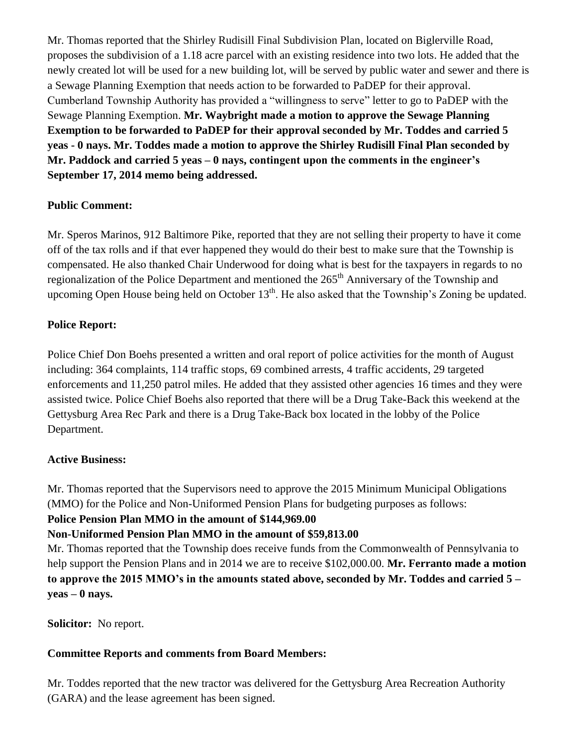Mr. Thomas reported that the Shirley Rudisill Final Subdivision Plan, located on Biglerville Road, proposes the subdivision of a 1.18 acre parcel with an existing residence into two lots. He added that the newly created lot will be used for a new building lot, will be served by public water and sewer and there is a Sewage Planning Exemption that needs action to be forwarded to PaDEP for their approval. Cumberland Township Authority has provided a "willingness to serve" letter to go to PaDEP with the Sewage Planning Exemption. **Mr. Waybright made a motion to approve the Sewage Planning Exemption to be forwarded to PaDEP for their approval seconded by Mr. Toddes and carried 5 yeas - 0 nays. Mr. Toddes made a motion to approve the Shirley Rudisill Final Plan seconded by Mr. Paddock and carried 5 yeas – 0 nays, contingent upon the comments in the engineer's September 17, 2014 memo being addressed.**

**Public Comment:**

Mr. Speros Marinos, 912 Baltimore Pike, reported that they are not selling their property to have it come off of the tax rolls and if that ever happened they would do their best to make sure that the Township is compensated. He also thanked Chair Underwood for doing what is best for the taxpayers in regards to no regionalization of the Police Department and mentioned the 265th Anniversary of the Township and upcoming Open House being held on October 13th. He also asked that the Township's Zoning be updated.

**Police Report:**

Police Chief Don Boehs presented a written and oral report of police activities for the month of August including: 364 complaints, 114 traffic stops, 69 combined arrests, 4 traffic accidents, 29 targeted enforcements and 11,250 patrol miles. He added that they assisted other agencies 16 times and they were assisted twice. Police Chief Boehs also reported that there will be a Drug Take-Back this weekend at the Gettysburg Area Rec Park and there is a Drug Take-Back box located in the lobby of the Police Department.

**Active Business:**

Mr. Thomas reported that the Supervisors need to approve the 2015 Minimum Municipal Obligations (MMO) for the Police and Non-Uniformed Pension Plans for budgeting purposes as follows:

**Police Pension Plan MMO in the amount of $144,969.00**

**Non-Uniformed Pension Plan MMO in the amount of $59,813.00**

Mr. Thomas reported that the Township does receive funds from the Commonwealth of Pennsylvania to help support the Pension Plans and in 2014 we are to receive $102,000.00. **Mr. Ferranto made a motion to approve the 2015 MMO's in the amounts stated above, seconded by Mr. Toddes and carried 5 – yeas – 0 nays.**

**Solicitor:** No report.

**Committee Reports and comments from Board Members:**

Mr. Toddes reported that the new tractor was delivered for the Gettysburg Area Recreation Authority (GARA) and the lease agreement has been signed.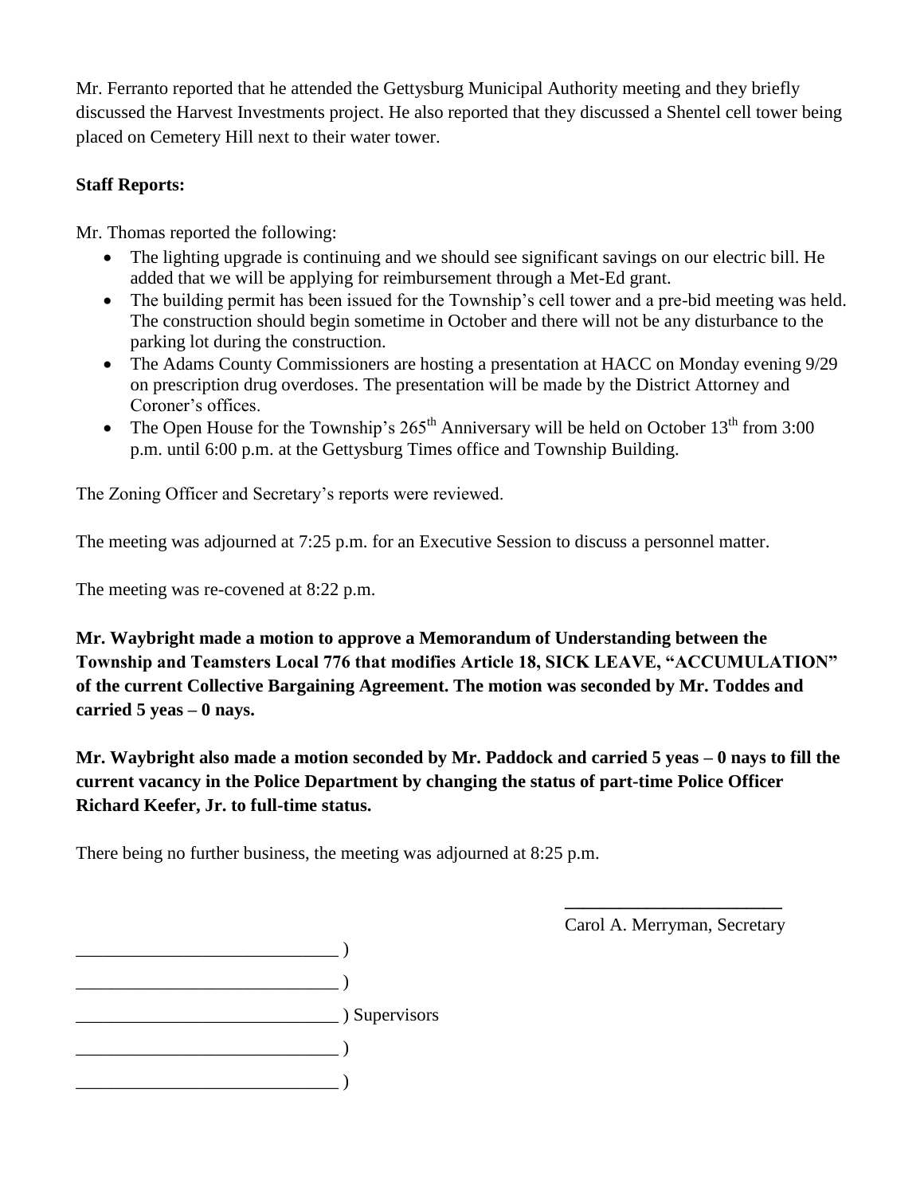Mr. Ferranto reported that he attended the Gettysburg Municipal Authority meeting and they briefly discussed the Harvest Investments project. He also reported that they discussed a Shentel cell tower being placed on Cemetery Hill next to their water tower.

**Staff Reports:**

Mr. Thomas reported the following:

- The lighting upgrade is continuing and we should see significant savings on our electric bill. He added that we will be applying for reimbursement through a Met-Ed grant.
- The building permit has been issued for the Township's cell tower and a pre-bid meeting was held. The construction should begin sometime in October and there will not be any disturbance to the parking lot during the construction.
- The Adams County Commissioners are hosting a presentation at HACC on Monday evening 9/29 on prescription drug overdoses. The presentation will be made by the District Attorney and Coroner's offices.
- The Open House for the Township's 265th Anniversary will be held on October 13th from 3:00 p.m. until 6:00 p.m. at the Gettysburg Times office and Township Building.

The Zoning Officer and Secretary's reports were reviewed.

The meeting was adjourned at 7:25 p.m. for an Executive Session to discuss a personnel matter.

The meeting was re-covened at 8:22 p.m.

**Mr. Waybright made a motion to approve a Memorandum of Understanding between the Township and Teamsters Local 776 that modifies Article 18, SICK LEAVE, "ACCUMULATION" of the current Collective Bargaining Agreement. The motion was seconded by Mr. Toddes and carried 5 yeas – 0 nays.**

**Mr. Waybright also made a motion seconded by Mr. Paddock and carried 5 yeas – 0 nays to fill the current vacancy in the Police Department by changing the status of part-time Police Officer Richard Keefer, Jr. to full-time status.**

There being no further business, the meeting was adjourned at 8:25 p.m.

\_\_\_\_\_\_\_\_\_\_\_\_\_\_\_\_\_\_\_\_\_\_\_\_\_
Carol A. Merryman, Secretary

\_\_\_\_\_\_\_\_\_\_\_\_\_\_\_\_\_\_\_\_\_\_\_\_\_\_\_\_\_\_ )
\_\_\_\_\_\_\_\_\_\_\_\_\_\_\_\_\_\_\_\_\_\_\_\_\_\_\_\_\_\_ )
\_\_\_\_\_\_\_\_\_\_\_\_\_\_\_\_\_\_\_\_\_\_\_\_\_\_\_\_\_\_ ) Supervisors
\_\_\_\_\_\_\_\_\_\_\_\_\_\_\_\_\_\_\_\_\_\_\_\_\_\_\_\_\_\_ )
\_\_\_\_\_\_\_\_\_\_\_\_\_\_\_\_\_\_\_\_\_\_\_\_\_\_\_\_\_\_ )